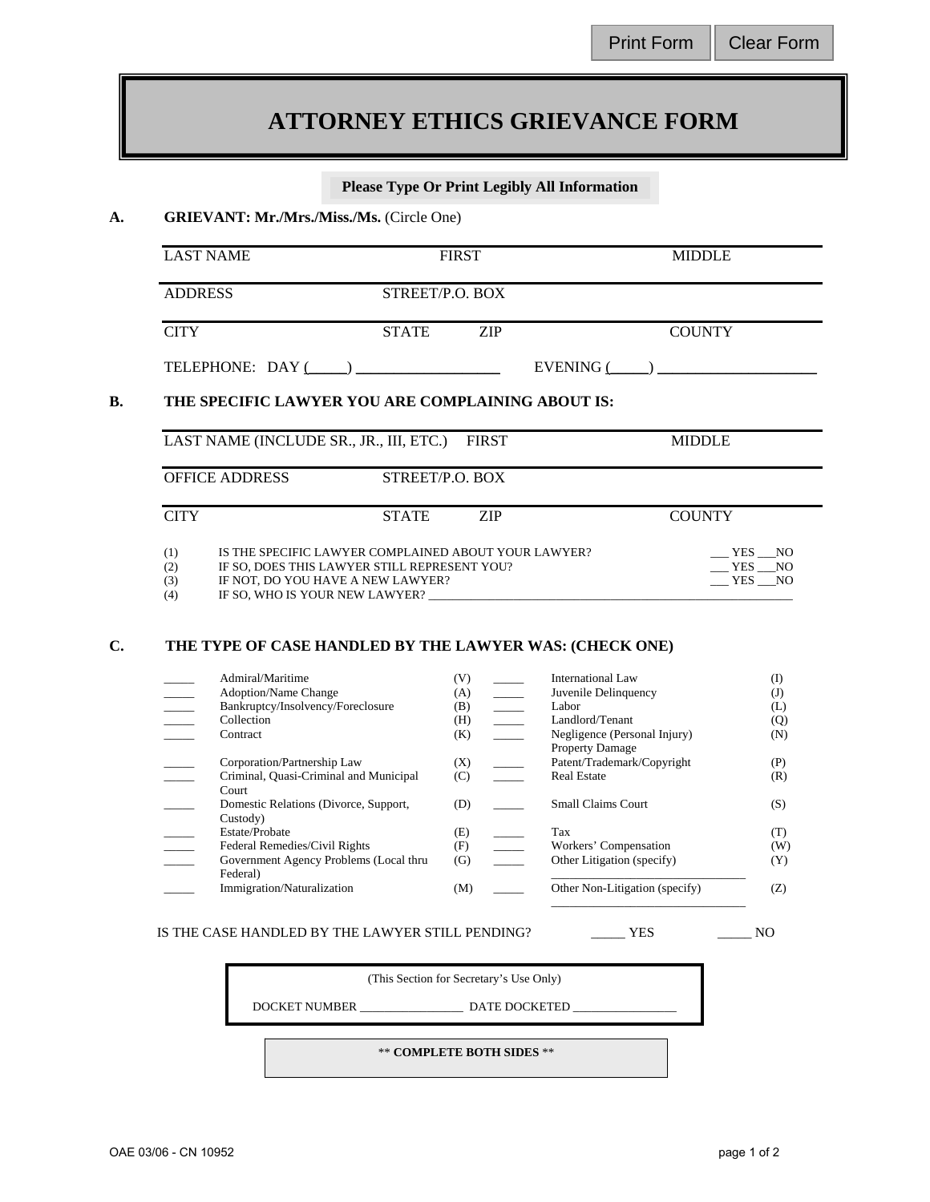# ATTORNEY ETHICS GRIEVANCE FORM

**Please Type Or Print Legibly All Information**

**A. GRIEVANT: Mr./Mrs./Miss./Ms.** (Circle One)

LAST NAME FIRST MIDDLE

ADDRESS STREET/P.O. BOX

CITY STATE ZIP COUNTY

TELEPHONE: DAY (_____) ___________________ EVENING (_____) ___________________

**B. THE SPECIFIC LAWYER YOU ARE COMPLAINING ABOUT IS:**

LAST NAME (INCLUDE SR., JR., III, ETC.) FIRST MIDDLE

OFFICE ADDRESS STREET/P.O. BOX

CITY STATE ZIP COUNTY

(1) IS THE SPECIFIC LAWYER COMPLAINED ABOUT YOUR LAWYER? ___ YES ___NO
(2) IF SO, DOES THIS LAWYER STILL REPRESENT YOU? ___ YES ___NO
(3) IF NOT, DO YOU HAVE A NEW LAWYER? ___ YES ___NO
(4) IF SO, WHO IS YOUR NEW LAWYER? ___________________________________________

**C. THE TYPE OF CASE HANDLED BY THE LAWYER WAS: (CHECK ONE)**

| | | | | | |
|---|---|---|---|---|---|
| _____ | Admiral/Maritime | (V) | _____ | International Law | (I) |
| _____ | Adoption/Name Change | (A) | _____ | Juvenile Delinquency | (J) |
| _____ | Bankruptcy/Insolvency/Foreclosure | (B) | _____ | Labor | (L) |
| _____ | Collection | (H) | _____ | Landlord/Tenant | (Q) |
| _____ | Contract | (K) | _____ | Negligence (Personal Injury) Property Damage | (N) |
| _____ | Corporation/Partnership Law | (X) | _____ | Patent/Trademark/Copyright | (P) |
| _____ | Criminal, Quasi-Criminal and Municipal Court | (C) | _____ | Real Estate | (R) |
| _____ | Domestic Relations (Divorce, Support, Custody) | (D) | _____ | Small Claims Court | (S) |
| _____ | Estate/Probate | (E) | _____ | Tax | (T) |
| _____ | Federal Remedies/Civil Rights | (F) | _____ | Workers' Compensation | (W) |
| _____ | Government Agency Problems (Local thru Federal) | (G) | _____ | Other Litigation (specify) ____________________ | (Y) |
| _____ | Immigration/Naturalization | (M) | _____ | Other Non-Litigation (specify) ____________________ | (Z) |

IS THE CASE HANDLED BY THE LAWYER STILL PENDING? _____ YES _____ NO

(This Section for Secretary's Use Only)

DOCKET NUMBER _________________ DATE DOCKETED _________________

**\*\* COMPLETE BOTH SIDES \*\***

OAE 03/06 - CN 10952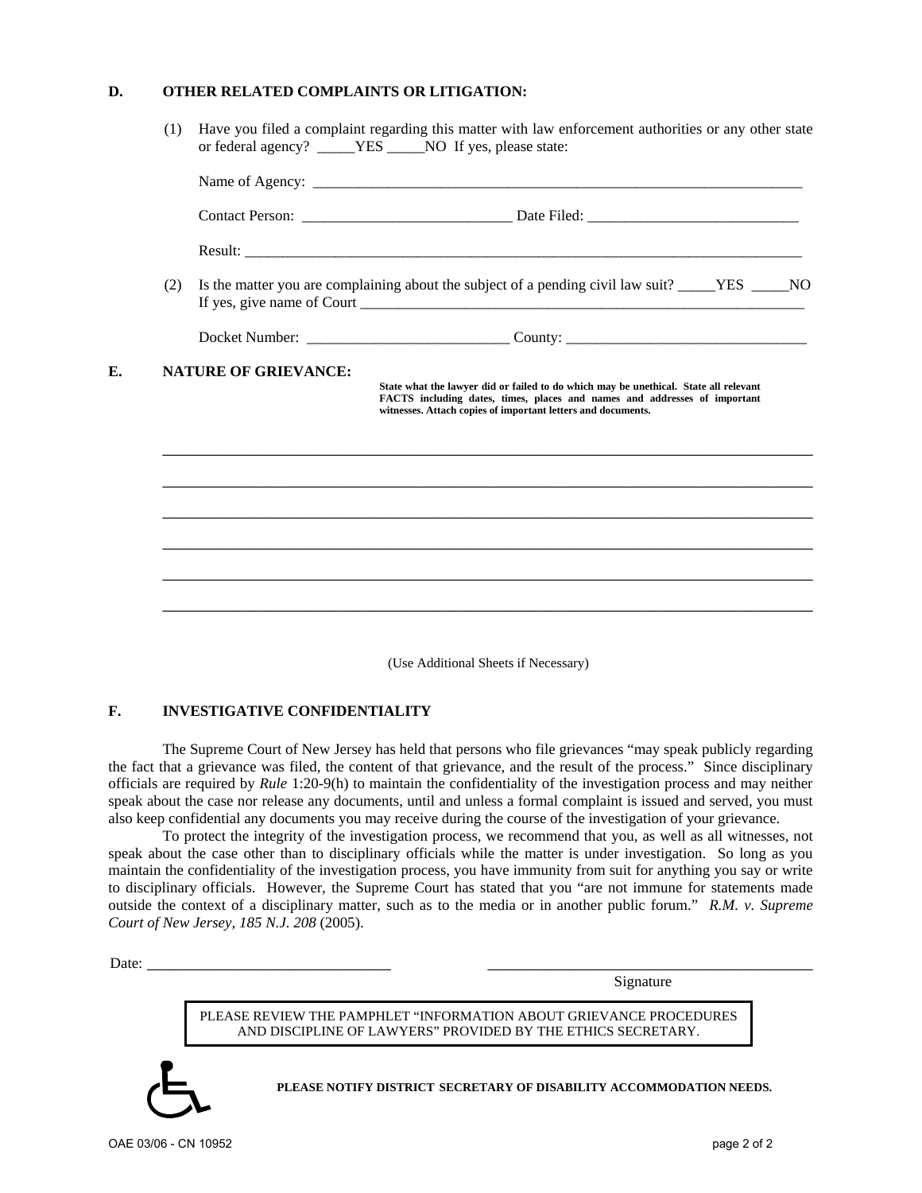## D. OTHER RELATED COMPLAINTS OR LITIGATION:

(1) Have you filed a complaint regarding this matter with law enforcement authorities or any other state or federal agency? _____YES _____NO If yes, please state:

Name of Agency: ____________________________________________________________________

Contact Person: ____________________________ Date Filed: ____________________________

Result: ______________________________________________________________________________

(2) Is the matter you are complaining about the subject of a pending civil law suit? _____YES _____NO
If yes, give name of Court ______________________________________________________________

Docket Number: __________________________ County: ________________________________

## E. NATURE OF GRIEVANCE:

**State what the lawyer did or failed to do which may be unethical. State all relevant FACTS including dates, times, places and names and addresses of important witnesses. Attach copies of important letters and documents.**

______________________________________________________________________________________

______________________________________________________________________________________

______________________________________________________________________________________

______________________________________________________________________________________

______________________________________________________________________________________

______________________________________________________________________________________

(Use Additional Sheets if Necessary)

## F. INVESTIGATIVE CONFIDENTIALITY

The Supreme Court of New Jersey has held that persons who file grievances "may speak publicly regarding the fact that a grievance was filed, the content of that grievance, and the result of the process." Since disciplinary officials are required by *Rule* 1:20-9(h) to maintain the confidentiality of the investigation process and may neither speak about the case nor release any documents, until and unless a formal complaint is issued and served, you must also keep confidential any documents you may receive during the course of the investigation of your grievance.

To protect the integrity of the investigation process, we recommend that you, as well as all witnesses, not speak about the case other than to disciplinary officials while the matter is under investigation. So long as you maintain the confidentiality of the investigation process, you have immunity from suit for anything you say or write to disciplinary officials. However, the Supreme Court has stated that you "are not immune for statements made outside the context of a disciplinary matter, such as to the media or in another public forum." *R.M. v. Supreme Court of New Jersey, 185 N.J. 208* (2005).

Date: _______________________________ ___________________________________________
Signature

PLEASE REVIEW THE PAMPHLET "INFORMATION ABOUT GRIEVANCE PROCEDURES AND DISCIPLINE OF LAWYERS" PROVIDED BY THE ETHICS SECRETARY.

**PLEASE NOTIFY DISTRICT SECRETARY OF DISABILITY ACCOMMODATION NEEDS.**

OAE 03/06 - CN 10952